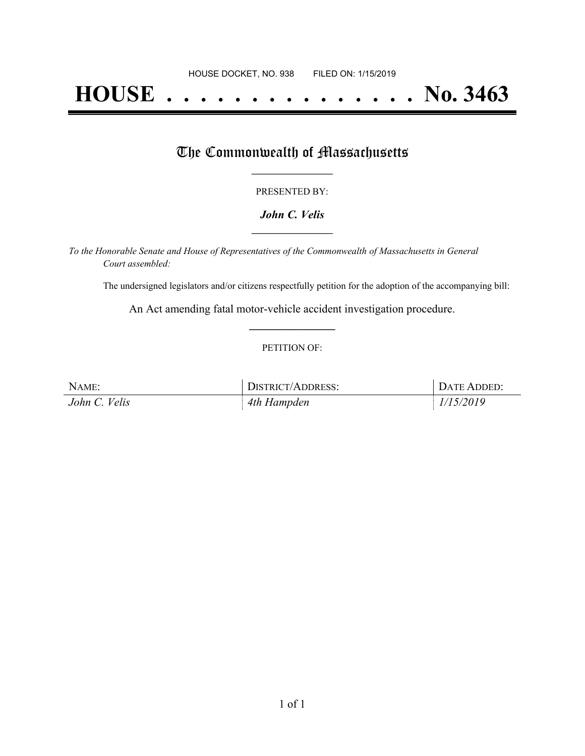HOUSE DOCKET, NO. 938 FILED ON: 1/15/2019

# HOUSE . . . . . . . . . . . . . . . No. 3463

## The Commonwealth of Massachusetts

PRESENTED BY:

***John C. Velis***

*To the Honorable Senate and House of Representatives of the Commonwealth of Massachusetts in General Court assembled:*

The undersigned legislators and/or citizens respectfully petition for the adoption of the accompanying bill:

An Act amending fatal motor-vehicle accident investigation procedure.

PETITION OF:

| NAME: | DISTRICT/ADDRESS: | DATE ADDED: |
| --- | --- | --- |
| *John C. Velis* | *4th Hampden* | *1/15/2019* |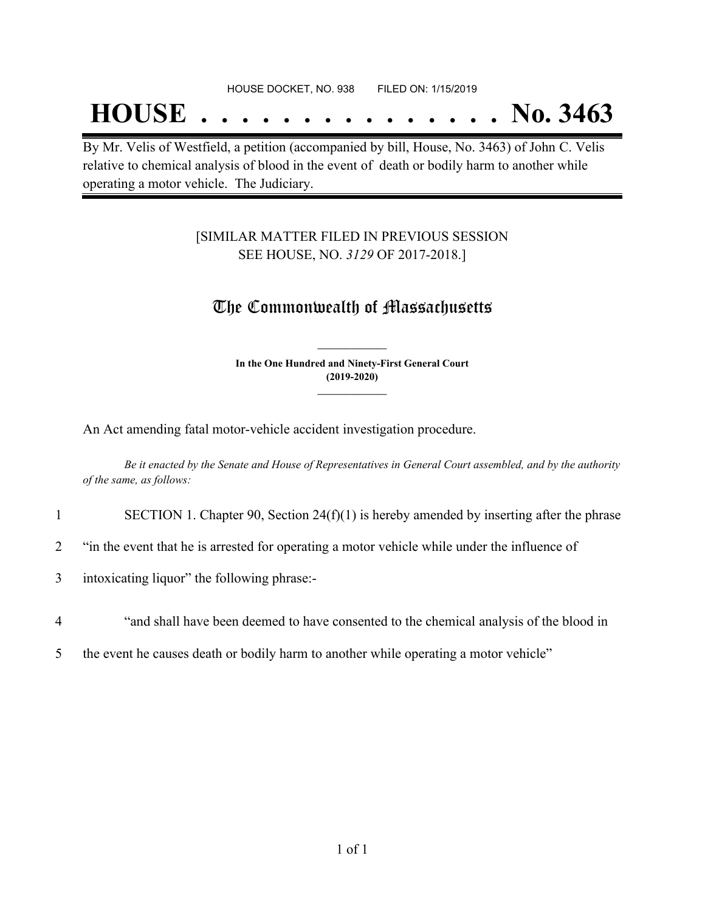HOUSE DOCKET, NO. 938 FILED ON: 1/15/2019

# HOUSE . . . . . . . . . . . . . . . No. 3463

By Mr. Velis of Westfield, a petition (accompanied by bill, House, No. 3463) of John C. Velis relative to chemical analysis of blood in the event of death or bodily harm to another while operating a motor vehicle. The Judiciary.

[SIMILAR MATTER FILED IN PREVIOUS SESSION
SEE HOUSE, NO. *3129* OF 2017-2018.]

## The Commonwealth of Massachusetts

**In the One Hundred and Ninety-First General Court**
**(2019-2020)**

An Act amending fatal motor-vehicle accident investigation procedure.

*Be it enacted by the Senate and House of Representatives in General Court assembled, and by the authority of the same, as follows:*

1 SECTION 1. Chapter 90, Section 24(f)(1) is hereby amended by inserting after the phrase
2 "in the event that he is arrested for operating a motor vehicle while under the influence of
3 intoxicating liquor" the following phrase:-

4 "and shall have been deemed to have consented to the chemical analysis of the blood in
5 the event he causes death or bodily harm to another while operating a motor vehicle"